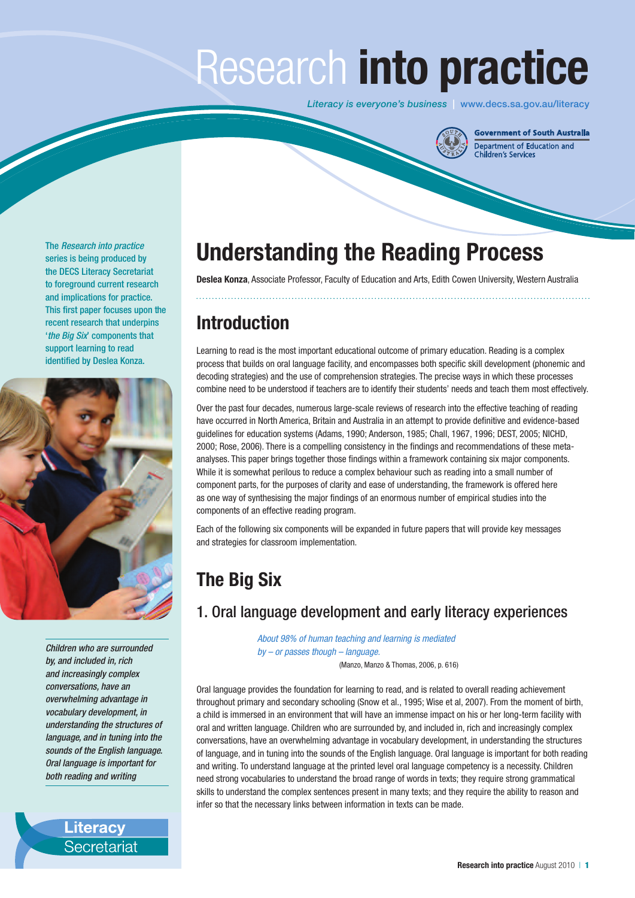# Research into practice

*Literacy is everyone's business* | www.decs.sa.gov.au/literacy

Government of South Australia
Department of Education and Children's Services

The *Research into practice* series is being produced by the DECS Literacy Secretariat to foreground current research and implications for practice. This first paper focuses upon the recent research that underpins '*the Big Six*' components that support learning to read identified by Deslea Konza.

## Understanding the Reading Process

**Deslea Konza**, Associate Professor, Faculty of Education and Arts, Edith Cowen University, Western Australia

## Introduction

Learning to read is the most important educational outcome of primary education. Reading is a complex process that builds on oral language facility, and encompasses both specific skill development (phonemic and decoding strategies) and the use of comprehension strategies. The precise ways in which these processes combine need to be understood if teachers are to identify their students' needs and teach them most effectively.

Over the past four decades, numerous large-scale reviews of research into the effective teaching of reading have occurred in North America, Britain and Australia in an attempt to provide definitive and evidence-based guidelines for education systems (Adams, 1990; Anderson, 1985; Chall, 1967, 1996; DEST, 2005; NICHD, 2000; Rose, 2006). There is a compelling consistency in the findings and recommendations of these meta-analyses. This paper brings together those findings within a framework containing six major components. While it is somewhat perilous to reduce a complex behaviour such as reading into a small number of component parts, for the purposes of clarity and ease of understanding, the framework is offered here as one way of synthesising the major findings of an enormous number of empirical studies into the components of an effective reading program.

Each of the following six components will be expanded in future papers that will provide key messages and strategies for classroom implementation.

## The Big Six

### 1. Oral language development and early literacy experiences

> *About 98% of human teaching and learning is mediated by – or passes though – language.*
>
> (Manzo, Manzo & Thomas, 2006, p. 616)

Oral language provides the foundation for learning to read, and is related to overall reading achievement throughout primary and secondary schooling (Snow et al., 1995; Wise et al, 2007). From the moment of birth, a child is immersed in an environment that will have an immense impact on his or her long-term facility with oral and written language. Children who are surrounded by, and included in, rich and increasingly complex conversations, have an overwhelming advantage in vocabulary development, in understanding the structures of language, and in tuning into the sounds of the English language. Oral language is important for both reading and writing. To understand language at the printed level oral language competency is a necessity. Children need strong vocabularies to understand the broad range of words in texts; they require strong grammatical skills to understand the complex sentences present in many texts; and they require the ability to reason and infer so that the necessary links between information in texts can be made.

*Children who are surrounded by, and included in, rich and increasingly complex conversations, have an overwhelming advantage in vocabulary development, in understanding the structures of language, and in tuning into the sounds of the English language. Oral language is important for both reading and writing*

**Literacy** Secretariat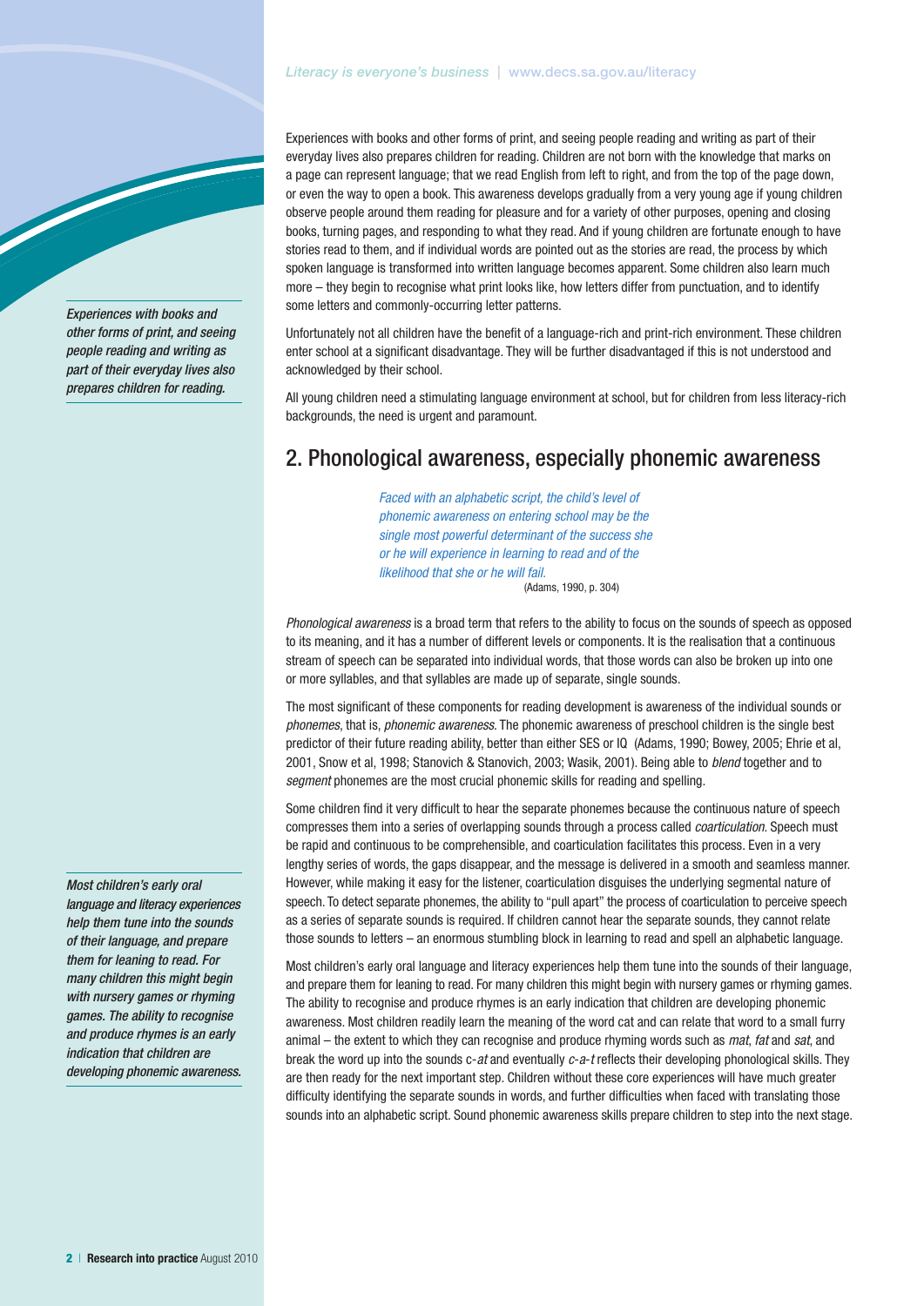Experiences with books and other forms of print, and seeing people reading and writing as part of their everyday lives also prepares children for reading. Children are not born with the knowledge that marks on a page can represent language; that we read English from left to right, and from the top of the page down, or even the way to open a book. This awareness develops gradually from a very young age if young children observe people around them reading for pleasure and for a variety of other purposes, opening and closing books, turning pages, and responding to what they read. And if young children are fortunate enough to have stories read to them, and if individual words are pointed out as the stories are read, the process by which spoken language is transformed into written language becomes apparent. Some children also learn much more – they begin to recognise what print looks like, how letters differ from punctuation, and to identify some letters and commonly-occurring letter patterns.

*Experiences with books and other forms of print, and seeing people reading and writing as part of their everyday lives also prepares children for reading.*

Unfortunately not all children have the benefit of a language-rich and print-rich environment. These children enter school at a significant disadvantage. They will be further disadvantaged if this is not understood and acknowledged by their school.

All young children need a stimulating language environment at school, but for children from less literacy-rich backgrounds, the need is urgent and paramount.

## 2. Phonological awareness, especially phonemic awareness

> *Faced with an alphabetic script, the child's level of phonemic awareness on entering school may be the single most powerful determinant of the success she or he will experience in learning to read and of the likelihood that she or he will fail.*
> (Adams, 1990, p. 304)

*Phonological awareness* is a broad term that refers to the ability to focus on the sounds of speech as opposed to its meaning, and it has a number of different levels or components. It is the realisation that a continuous stream of speech can be separated into individual words, that those words can also be broken up into one or more syllables, and that syllables are made up of separate, single sounds.

The most significant of these components for reading development is awareness of the individual sounds or *phonemes*, that is, *phonemic awareness*. The phonemic awareness of preschool children is the single best predictor of their future reading ability, better than either SES or IQ (Adams, 1990; Bowey, 2005; Ehrie et al, 2001, Snow et al, 1998; Stanovich & Stanovich, 2003; Wasik, 2001). Being able to *blend* together and to *segment* phonemes are the most crucial phonemic skills for reading and spelling.

Some children find it very difficult to hear the separate phonemes because the continuous nature of speech compresses them into a series of overlapping sounds through a process called *coarticulation*. Speech must be rapid and continuous to be comprehensible, and coarticulation facilitates this process. Even in a very lengthy series of words, the gaps disappear, and the message is delivered in a smooth and seamless manner. However, while making it easy for the listener, coarticulation disguises the underlying segmental nature of speech. To detect separate phonemes, the ability to "pull apart" the process of coarticulation to perceive speech as a series of separate sounds is required. If children cannot hear the separate sounds, they cannot relate those sounds to letters – an enormous stumbling block in learning to read and spell an alphabetic language.

*Most children's early oral language and literacy experiences help them tune into the sounds of their language, and prepare them for leaning to read. For many children this might begin with nursery games or rhyming games. The ability to recognise and produce rhymes is an early indication that children are developing phonemic awareness.*

Most children's early oral language and literacy experiences help them tune into the sounds of their language, and prepare them for leaning to read. For many children this might begin with nursery games or rhyming games. The ability to recognise and produce rhymes is an early indication that children are developing phonemic awareness. Most children readily learn the meaning of the word cat and can relate that word to a small furry animal – the extent to which they can recognise and produce rhyming words such as *mat*, *fat* and *sat*, and break the word up into the sounds c-*at* and eventually *c-a-t* reflects their developing phonological skills. They are then ready for the next important step. Children without these core experiences will have much greater difficulty identifying the separate sounds in words, and further difficulties when faced with translating those sounds into an alphabetic script. Sound phonemic awareness skills prepare children to step into the next stage.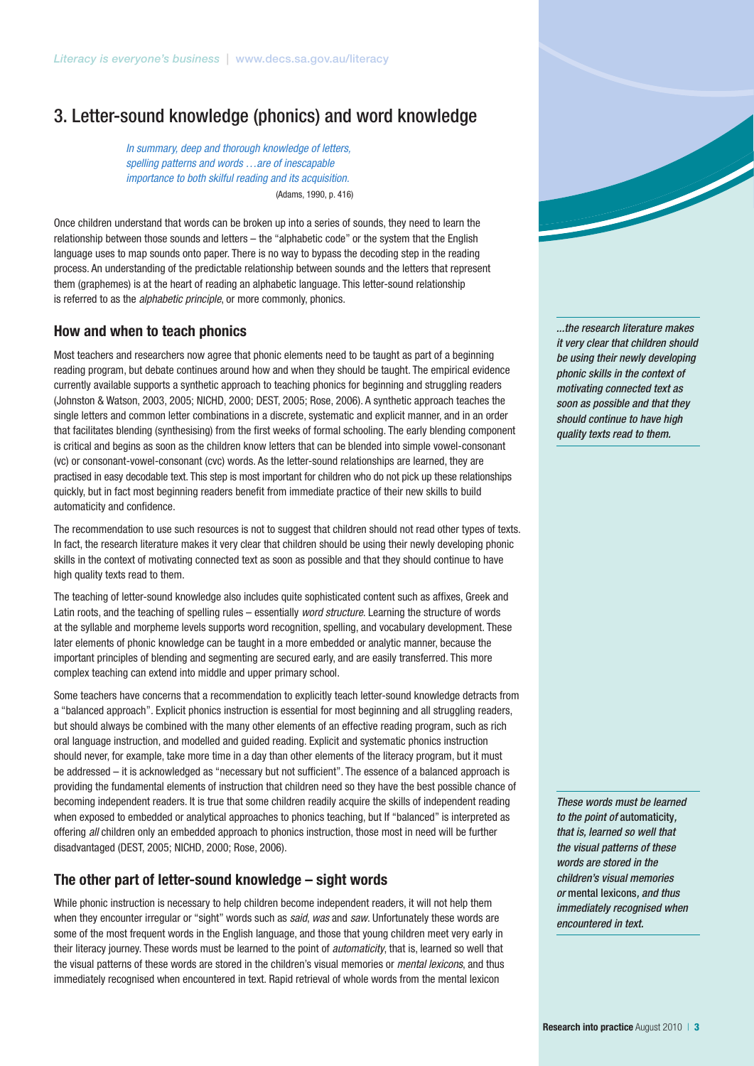## 3. Letter-sound knowledge (phonics) and word knowledge

> *In summary, deep and thorough knowledge of letters, spelling patterns and words …are of inescapable importance to both skilful reading and its acquisition.*
> (Adams, 1990, p. 416)

Once children understand that words can be broken up into a series of sounds, they need to learn the relationship between those sounds and letters – the "alphabetic code" or the system that the English language uses to map sounds onto paper. There is no way to bypass the decoding step in the reading process. An understanding of the predictable relationship between sounds and the letters that represent them (graphemes) is at the heart of reading an alphabetic language. This letter-sound relationship is referred to as the *alphabetic principle*, or more commonly, phonics.

### How and when to teach phonics

Most teachers and researchers now agree that phonic elements need to be taught as part of a beginning reading program, but debate continues around how and when they should be taught. The empirical evidence currently available supports a synthetic approach to teaching phonics for beginning and struggling readers (Johnston & Watson, 2003, 2005; NICHD, 2000; DEST, 2005; Rose, 2006). A synthetic approach teaches the single letters and common letter combinations in a discrete, systematic and explicit manner, and in an order that facilitates blending (synthesising) from the first weeks of formal schooling. The early blending component is critical and begins as soon as the children know letters that can be blended into simple vowel-consonant (vc) or consonant-vowel-consonant (cvc) words. As the letter-sound relationships are learned, they are practised in easy decodable text. This step is most important for children who do not pick up these relationships quickly, but in fact most beginning readers benefit from immediate practice of their new skills to build automaticity and confidence.

The recommendation to use such resources is not to suggest that children should not read other types of texts. In fact, the research literature makes it very clear that children should be using their newly developing phonic skills in the context of motivating connected text as soon as possible and that they should continue to have high quality texts read to them.

> *...the research literature makes it very clear that children should be using their newly developing phonic skills in the context of motivating connected text as soon as possible and that they should continue to have high quality texts read to them.*

The teaching of letter-sound knowledge also includes quite sophisticated content such as affixes, Greek and Latin roots, and the teaching of spelling rules – essentially *word structure.* Learning the structure of words at the syllable and morpheme levels supports word recognition, spelling, and vocabulary development. These later elements of phonic knowledge can be taught in a more embedded or analytic manner, because the important principles of blending and segmenting are secured early, and are easily transferred. This more complex teaching can extend into middle and upper primary school.

Some teachers have concerns that a recommendation to explicitly teach letter-sound knowledge detracts from a "balanced approach". Explicit phonics instruction is essential for most beginning and all struggling readers, but should always be combined with the many other elements of an effective reading program, such as rich oral language instruction, and modelled and guided reading. Explicit and systematic phonics instruction should never, for example, take more time in a day than other elements of the literacy program, but it must be addressed – it is acknowledged as "necessary but not sufficient". The essence of a balanced approach is providing the fundamental elements of instruction that children need so they have the best possible chance of becoming independent readers. It is true that some children readily acquire the skills of independent reading when exposed to embedded or analytical approaches to phonics teaching, but If "balanced" is interpreted as offering *all* children only an embedded approach to phonics instruction, those most in need will be further disadvantaged (DEST, 2005; NICHD, 2000; Rose, 2006).

### The other part of letter-sound knowledge – sight words

While phonic instruction is necessary to help children become independent readers, it will not help them when they encounter irregular or "sight" words such as *said*, *was* and *saw*. Unfortunately these words are some of the most frequent words in the English language, and those that young children meet very early in their literacy journey. These words must be learned to the point of *automaticity*, that is, learned so well that the visual patterns of these words are stored in the children's visual memories or *mental lexicons*, and thus immediately recognised when encountered in text. Rapid retrieval of whole words from the mental lexicon

> *These words must be learned to the point of* automaticity*, that is, learned so well that the visual patterns of these words are stored in the children's visual memories or* mental lexicons*, and thus immediately recognised when encountered in text.*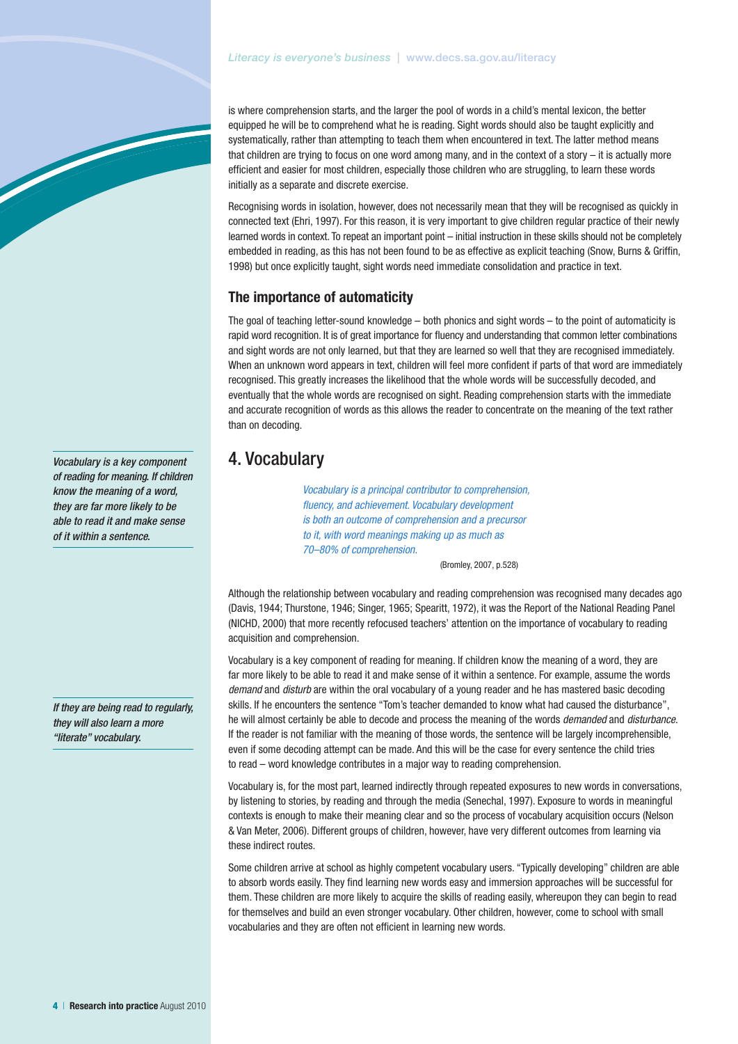is where comprehension starts, and the larger the pool of words in a child's mental lexicon, the better equipped he will be to comprehend what he is reading. Sight words should also be taught explicitly and systematically, rather than attempting to teach them when encountered in text. The latter method means that children are trying to focus on one word among many, and in the context of a story – it is actually more efficient and easier for most children, especially those children who are struggling, to learn these words initially as a separate and discrete exercise.

Recognising words in isolation, however, does not necessarily mean that they will be recognised as quickly in connected text (Ehri, 1997). For this reason, it is very important to give children regular practice of their newly learned words in context. To repeat an important point – initial instruction in these skills should not be completely embedded in reading, as this has not been found to be as effective as explicit teaching (Snow, Burns & Griffin, 1998) but once explicitly taught, sight words need immediate consolidation and practice in text.

### The importance of automaticity

The goal of teaching letter-sound knowledge – both phonics and sight words – to the point of automaticity is rapid word recognition. It is of great importance for fluency and understanding that common letter combinations and sight words are not only learned, but that they are learned so well that they are recognised immediately. When an unknown word appears in text, children will feel more confident if parts of that word are immediately recognised. This greatly increases the likelihood that the whole words will be successfully decoded, and eventually that the whole words are recognised on sight. Reading comprehension starts with the immediate and accurate recognition of words as this allows the reader to concentrate on the meaning of the text rather than on decoding.

## 4. Vocabulary

*Vocabulary is a key component of reading for meaning. If children know the meaning of a word, they are far more likely to be able to read it and make sense of it within a sentence.*

> *Vocabulary is a principal contributor to comprehension, fluency, and achievement. Vocabulary development is both an outcome of comprehension and a precursor to it, with word meanings making up as much as 70–80% of comprehension.*
>
> (Bromley, 2007, p.528)

Although the relationship between vocabulary and reading comprehension was recognised many decades ago (Davis, 1944; Thurstone, 1946; Singer, 1965; Spearitt, 1972), it was the Report of the National Reading Panel (NICHD, 2000) that more recently refocused teachers' attention on the importance of vocabulary to reading acquisition and comprehension.

*If they are being read to regularly, they will also learn a more "literate" vocabulary.*

Vocabulary is a key component of reading for meaning. If children know the meaning of a word, they are far more likely to be able to read it and make sense of it within a sentence. For example, assume the words *demand* and *disturb* are within the oral vocabulary of a young reader and he has mastered basic decoding skills. If he encounters the sentence "Tom's teacher demanded to know what had caused the disturbance", he will almost certainly be able to decode and process the meaning of the words *demanded* and *disturbance*. If the reader is not familiar with the meaning of those words, the sentence will be largely incomprehensible, even if some decoding attempt can be made. And this will be the case for every sentence the child tries to read – word knowledge contributes in a major way to reading comprehension.

Vocabulary is, for the most part, learned indirectly through repeated exposures to new words in conversations, by listening to stories, by reading and through the media (Senechal, 1997). Exposure to words in meaningful contexts is enough to make their meaning clear and so the process of vocabulary acquisition occurs (Nelson & Van Meter, 2006). Different groups of children, however, have very different outcomes from learning via these indirect routes.

Some children arrive at school as highly competent vocabulary users. "Typically developing" children are able to absorb words easily. They find learning new words easy and immersion approaches will be successful for them. These children are more likely to acquire the skills of reading easily, whereupon they can begin to read for themselves and build an even stronger vocabulary. Other children, however, come to school with small vocabularies and they are often not efficient in learning new words.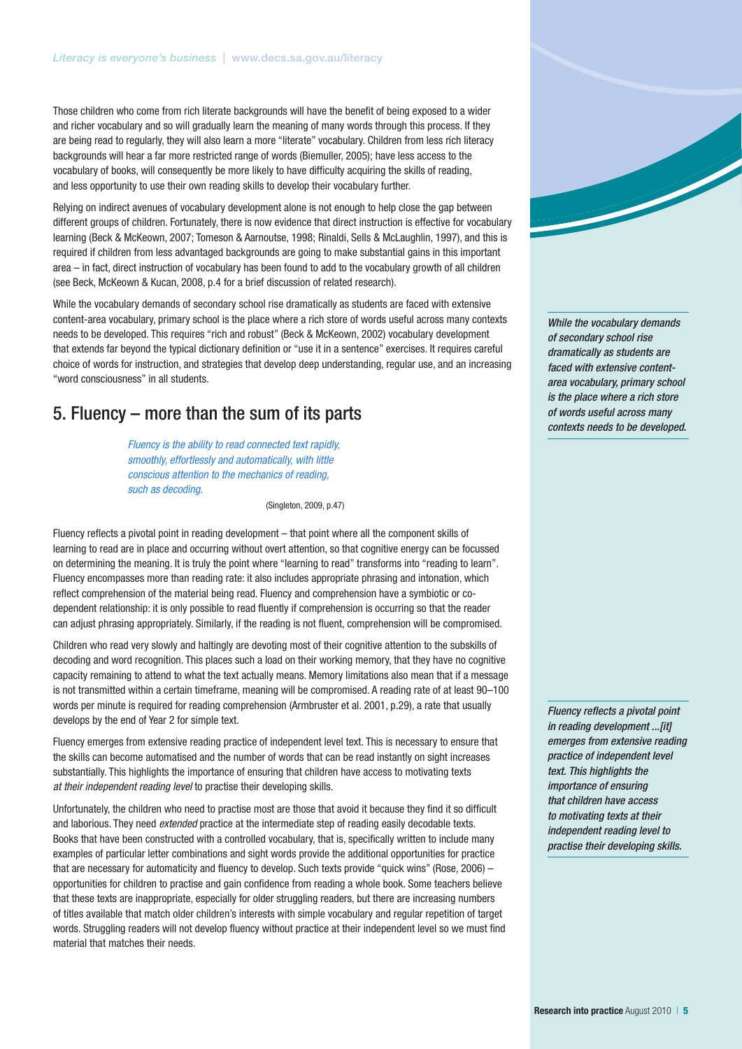Those children who come from rich literate backgrounds will have the benefit of being exposed to a wider and richer vocabulary and so will gradually learn the meaning of many words through this process. If they are being read to regularly, they will also learn a more "literate" vocabulary. Children from less rich literacy backgrounds will hear a far more restricted range of words (Biemuller, 2005); have less access to the vocabulary of books, will consequently be more likely to have difficulty acquiring the skills of reading, and less opportunity to use their own reading skills to develop their vocabulary further.

Relying on indirect avenues of vocabulary development alone is not enough to help close the gap between different groups of children. Fortunately, there is now evidence that direct instruction is effective for vocabulary learning (Beck & McKeown, 2007; Tomeson & Aarnoutse, 1998; Rinaldi, Sells & McLaughlin, 1997), and this is required if children from less advantaged backgrounds are going to make substantial gains in this important area – in fact, direct instruction of vocabulary has been found to add to the vocabulary growth of all children (see Beck, McKeown & Kucan, 2008, p.4 for a brief discussion of related research).

While the vocabulary demands of secondary school rise dramatically as students are faced with extensive content-area vocabulary, primary school is the place where a rich store of words useful across many contexts needs to be developed. This requires "rich and robust" (Beck & McKeown, 2002) vocabulary development that extends far beyond the typical dictionary definition or "use it in a sentence" exercises. It requires careful choice of words for instruction, and strategies that develop deep understanding, regular use, and an increasing "word consciousness" in all students.

*While the vocabulary demands of secondary school rise dramatically as students are faced with extensive content-area vocabulary, primary school is the place where a rich store of words useful across many contexts needs to be developed.*

## 5. Fluency – more than the sum of its parts

> *Fluency is the ability to read connected text rapidly, smoothly, effortlessly and automatically, with little conscious attention to the mechanics of reading, such as decoding.*
>
> (Singleton, 2009, p.47)

Fluency reflects a pivotal point in reading development – that point where all the component skills of learning to read are in place and occurring without overt attention, so that cognitive energy can be focussed on determining the meaning. It is truly the point where "learning to read" transforms into "reading to learn". Fluency encompasses more than reading rate: it also includes appropriate phrasing and intonation, which reflect comprehension of the material being read. Fluency and comprehension have a symbiotic or co-dependent relationship: it is only possible to read fluently if comprehension is occurring so that the reader can adjust phrasing appropriately. Similarly, if the reading is not fluent, comprehension will be compromised.

Children who read very slowly and haltingly are devoting most of their cognitive attention to the subskills of decoding and word recognition. This places such a load on their working memory, that they have no cognitive capacity remaining to attend to what the text actually means. Memory limitations also mean that if a message is not transmitted within a certain timeframe, meaning will be compromised. A reading rate of at least 90–100 words per minute is required for reading comprehension (Armbruster et al. 2001, p.29), a rate that usually develops by the end of Year 2 for simple text.

*Fluency reflects a pivotal point in reading development ...[it] emerges from extensive reading practice of independent level text. This highlights the importance of ensuring that children have access to motivating texts at their independent reading level to practise their developing skills.*

Fluency emerges from extensive reading practice of independent level text. This is necessary to ensure that the skills can become automatised and the number of words that can be read instantly on sight increases substantially. This highlights the importance of ensuring that children have access to motivating texts *at their independent reading level* to practise their developing skills.

Unfortunately, the children who need to practise most are those that avoid it because they find it so difficult and laborious. They need *extended* practice at the intermediate step of reading easily decodable texts. Books that have been constructed with a controlled vocabulary, that is, specifically written to include many examples of particular letter combinations and sight words provide the additional opportunities for practice that are necessary for automaticity and fluency to develop. Such texts provide "quick wins" (Rose, 2006) – opportunities for children to practise and gain confidence from reading a whole book. Some teachers believe that these texts are inappropriate, especially for older struggling readers, but there are increasing numbers of titles available that match older children's interests with simple vocabulary and regular repetition of target words. Struggling readers will not develop fluency without practice at their independent level so we must find material that matches their needs.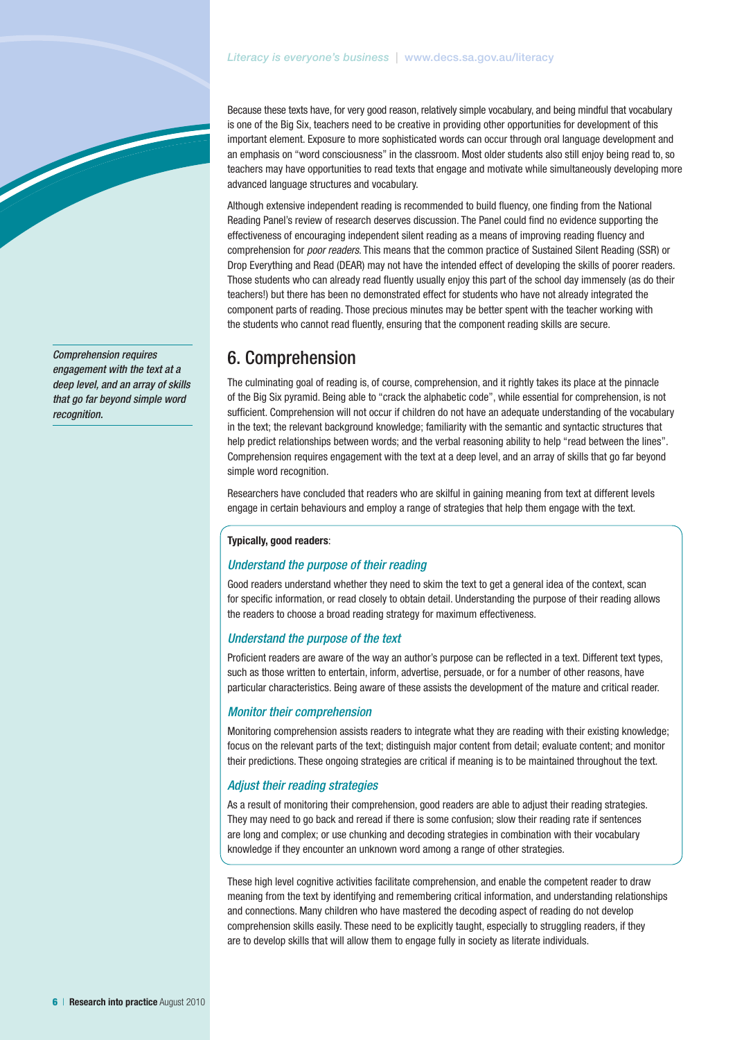Because these texts have, for very good reason, relatively simple vocabulary, and being mindful that vocabulary is one of the Big Six, teachers need to be creative in providing other opportunities for development of this important element. Exposure to more sophisticated words can occur through oral language development and an emphasis on "word consciousness" in the classroom. Most older students also still enjoy being read to, so teachers may have opportunities to read texts that engage and motivate while simultaneously developing more advanced language structures and vocabulary.

Although extensive independent reading is recommended to build fluency, one finding from the National Reading Panel's review of research deserves discussion. The Panel could find no evidence supporting the effectiveness of encouraging independent silent reading as a means of improving reading fluency and comprehension for *poor readers*. This means that the common practice of Sustained Silent Reading (SSR) or Drop Everything and Read (DEAR) may not have the intended effect of developing the skills of poorer readers. Those students who can already read fluently usually enjoy this part of the school day immensely (as do their teachers!) but there has been no demonstrated effect for students who have not already integrated the component parts of reading. Those precious minutes may be better spent with the teacher working with the students who cannot read fluently, ensuring that the component reading skills are secure.

## 6. Comprehension

*Comprehension requires engagement with the text at a deep level, and an array of skills that go far beyond simple word recognition.*

The culminating goal of reading is, of course, comprehension, and it rightly takes its place at the pinnacle of the Big Six pyramid. Being able to "crack the alphabetic code", while essential for comprehension, is not sufficient. Comprehension will not occur if children do not have an adequate understanding of the vocabulary in the text; the relevant background knowledge; familiarity with the semantic and syntactic structures that help predict relationships between words; and the verbal reasoning ability to help "read between the lines". Comprehension requires engagement with the text at a deep level, and an array of skills that go far beyond simple word recognition.

Researchers have concluded that readers who are skilful in gaining meaning from text at different levels engage in certain behaviours and employ a range of strategies that help them engage with the text.

**Typically, good readers**:

### *Understand the purpose of their reading*

Good readers understand whether they need to skim the text to get a general idea of the context, scan for specific information, or read closely to obtain detail. Understanding the purpose of their reading allows the readers to choose a broad reading strategy for maximum effectiveness.

### *Understand the purpose of the text*

Proficient readers are aware of the way an author's purpose can be reflected in a text. Different text types, such as those written to entertain, inform, advertise, persuade, or for a number of other reasons, have particular characteristics. Being aware of these assists the development of the mature and critical reader.

### *Monitor their comprehension*

Monitoring comprehension assists readers to integrate what they are reading with their existing knowledge; focus on the relevant parts of the text; distinguish major content from detail; evaluate content; and monitor their predictions. These ongoing strategies are critical if meaning is to be maintained throughout the text.

### *Adjust their reading strategies*

As a result of monitoring their comprehension, good readers are able to adjust their reading strategies. They may need to go back and reread if there is some confusion; slow their reading rate if sentences are long and complex; or use chunking and decoding strategies in combination with their vocabulary knowledge if they encounter an unknown word among a range of other strategies.

These high level cognitive activities facilitate comprehension, and enable the competent reader to draw meaning from the text by identifying and remembering critical information, and understanding relationships and connections. Many children who have mastered the decoding aspect of reading do not develop comprehension skills easily. These need to be explicitly taught, especially to struggling readers, if they are to develop skills that will allow them to engage fully in society as literate individuals.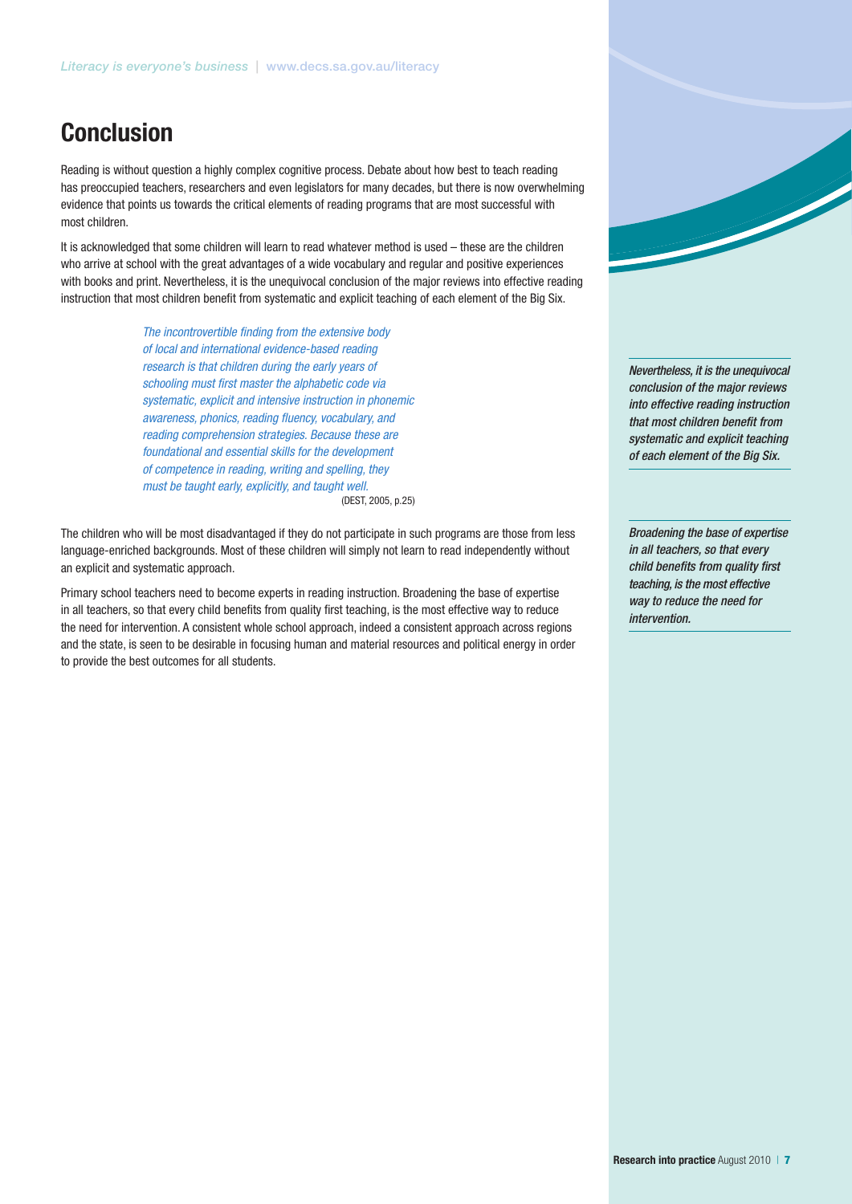# Conclusion

Reading is without question a highly complex cognitive process. Debate about how best to teach reading has preoccupied teachers, researchers and even legislators for many decades, but there is now overwhelming evidence that points us towards the critical elements of reading programs that are most successful with most children.

It is acknowledged that some children will learn to read whatever method is used – these are the children who arrive at school with the great advantages of a wide vocabulary and regular and positive experiences with books and print. Nevertheless, it is the unequivocal conclusion of the major reviews into effective reading instruction that most children benefit from systematic and explicit teaching of each element of the Big Six.

> *The incontrovertible finding from the extensive body of local and international evidence-based reading research is that children during the early years of schooling must first master the alphabetic code via systematic, explicit and intensive instruction in phonemic awareness, phonics, reading fluency, vocabulary, and reading comprehension strategies. Because these are foundational and essential skills for the development of competence in reading, writing and spelling, they must be taught early, explicitly, and taught well.*
> (DEST, 2005, p.25)

The children who will be most disadvantaged if they do not participate in such programs are those from less language-enriched backgrounds. Most of these children will simply not learn to read independently without an explicit and systematic approach.

Primary school teachers need to become experts in reading instruction. Broadening the base of expertise in all teachers, so that every child benefits from quality first teaching, is the most effective way to reduce the need for intervention. A consistent whole school approach, indeed a consistent approach across regions and the state, is seen to be desirable in focusing human and material resources and political energy in order to provide the best outcomes for all students.

*Nevertheless, it is the unequivocal conclusion of the major reviews into effective reading instruction that most children benefit from systematic and explicit teaching of each element of the Big Six.*

*Broadening the base of expertise in all teachers, so that every child benefits from quality first teaching, is the most effective way to reduce the need for intervention.*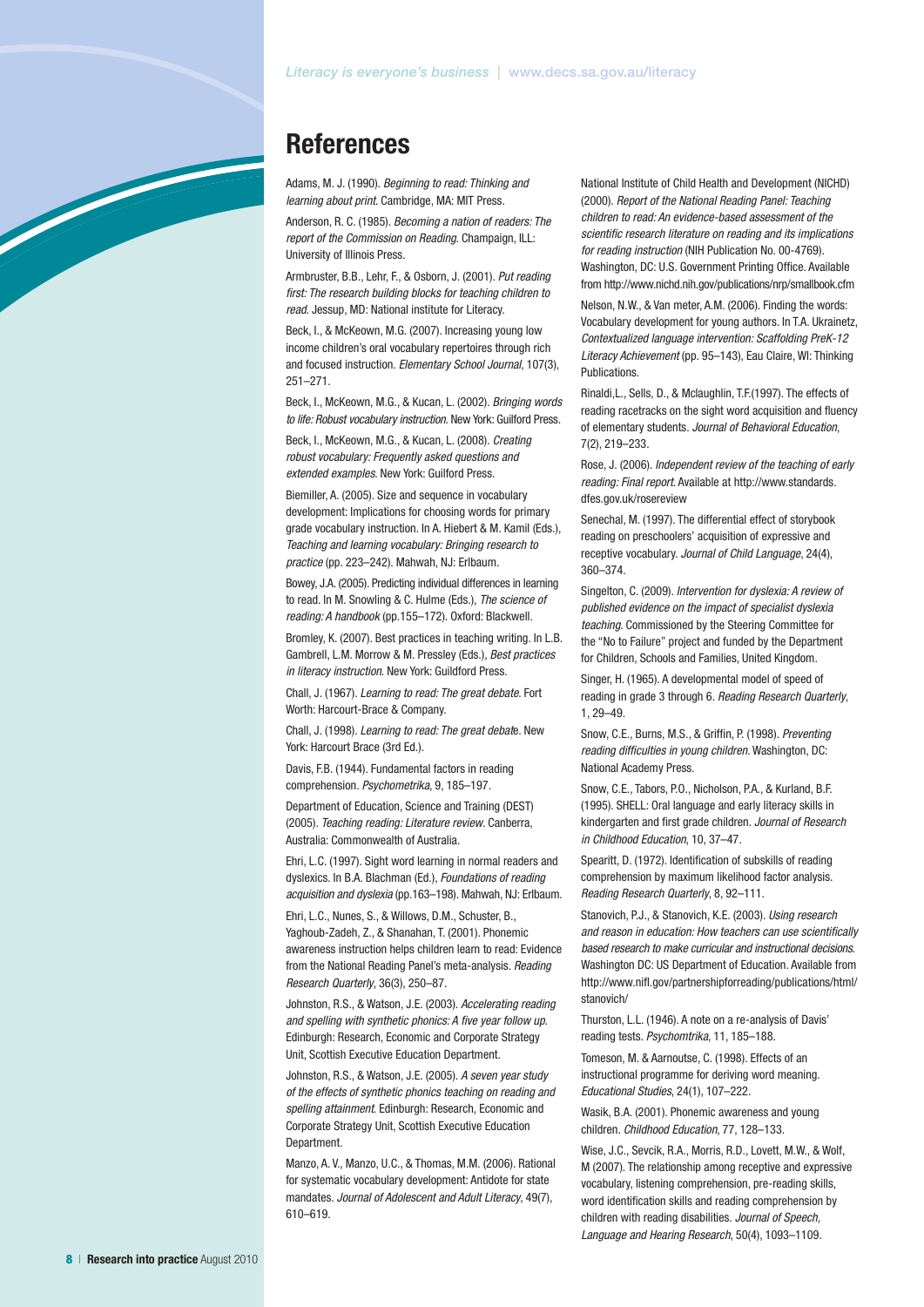# References

Adams, M. J. (1990). *Beginning to read: Thinking and learning about print*. Cambridge, MA: MIT Press.

Anderson, R. C. (1985). *Becoming a nation of readers: The report of the Commission on Reading*. Champaign, ILL: University of Illinois Press.

Armbruster, B.B., Lehr, F., & Osborn, J. (2001). *Put reading first: The research building blocks for teaching children to read*. Jessup, MD: National institute for Literacy.

Beck, I., & McKeown, M.G. (2007). Increasing young low income children's oral vocabulary repertoires through rich and focused instruction. *Elementary School Journal*, 107(3), 251–271.

Beck, I., McKeown, M.G., & Kucan, L. (2002). *Bringing words to life: Robust vocabulary instruction*. New York: Guilford Press.

Beck, I., McKeown, M.G., & Kucan, L. (2008). *Creating robust vocabulary: Frequently asked questions and extended examples*. New York: Guilford Press.

Biemiller, A. (2005). Size and sequence in vocabulary development: Implications for choosing words for primary grade vocabulary instruction. In A. Hiebert & M. Kamil (Eds.), *Teaching and learning vocabulary: Bringing research to practice* (pp. 223–242). Mahwah, NJ: Erlbaum.

Bowey, J.A. (2005). Predicting individual differences in learning to read. In M. Snowling & C. Hulme (Eds.), *The science of reading: A handbook* (pp.155–172). Oxford: Blackwell.

Bromley, K. (2007). Best practices in teaching writing. In L.B. Gambrell, L.M. Morrow & M. Pressley (Eds.), *Best practices in literacy instruction*. New York: Guildford Press.

Chall, J. (1967). *Learning to read: The great debate*. Fort Worth: Harcourt-Brace & Company.

Chall, J. (1998). *Learning to read: The great debate*. New York: Harcourt Brace (3rd Ed.).

Davis, F.B. (1944). Fundamental factors in reading comprehension. *Psychometrika*, 9, 185–197.

Department of Education, Science and Training (DEST) (2005). *Teaching reading: Literature review*. Canberra, Australia: Commonwealth of Australia.

Ehri, L.C. (1997). Sight word learning in normal readers and dyslexics. In B.A. Blachman (Ed.), *Foundations of reading acquisition and dyslexia* (pp.163–198). Mahwah, NJ: Erlbaum.

Ehri, L.C., Nunes, S., & Willows, D.M., Schuster, B., Yaghoub-Zadeh, Z., & Shanahan, T. (2001). Phonemic awareness instruction helps children learn to read: Evidence from the National Reading Panel's meta-analysis. *Reading Research Quarterly*, 36(3), 250–87.

Johnston, R.S., & Watson, J.E. (2003). *Accelerating reading and spelling with synthetic phonics: A five year follow up*. Edinburgh: Research, Economic and Corporate Strategy Unit, Scottish Executive Education Department.

Johnston, R.S., & Watson, J.E. (2005). *A seven year study of the effects of synthetic phonics teaching on reading and spelling attainment*. Edinburgh: Research, Economic and Corporate Strategy Unit, Scottish Executive Education Department.

Manzo, A. V., Manzo, U.C., & Thomas, M.M. (2006). Rational for systematic vocabulary development: Antidote for state mandates. *Journal of Adolescent and Adult Literacy*, 49(7), 610–619.

National Institute of Child Health and Development (NICHD) (2000). *Report of the National Reading Panel: Teaching children to read: An evidence-based assessment of the scientific research literature on reading and its implications for reading instruction* (NIH Publication No. 00-4769). Washington, DC: U.S. Government Printing Office. Available from http://www.nichd.nih.gov/publications/nrp/smallbook.cfm

Nelson, N.W., & Van meter, A.M. (2006). Finding the words: Vocabulary development for young authors. In T.A. Ukrainetz, *Contextualized language intervention: Scaffolding PreK-12 Literacy Achievement* (pp. 95–143), Eau Claire, WI: Thinking Publications.

Rinaldi,L., Sells, D., & Mclaughlin, T.F.(1997). The effects of reading racetracks on the sight word acquisition and fluency of elementary students. *Journal of Behavioral Education*, 7(2), 219–233.

Rose, J. (2006). *Independent review of the teaching of early reading: Final report*. Available at http://www.standards.dfes.gov.uk/rosereview

Senechal, M. (1997). The differential effect of storybook reading on preschoolers' acquisition of expressive and receptive vocabulary. *Journal of Child Language*, 24(4), 360–374.

Singelton, C. (2009). *Intervention for dyslexia: A review of published evidence on the impact of specialist dyslexia teaching*. Commissioned by the Steering Committee for the "No to Failure" project and funded by the Department for Children, Schools and Families, United Kingdom.

Singer, H. (1965). A developmental model of speed of reading in grade 3 through 6. *Reading Research Quarterly*, 1, 29–49.

Snow, C.E., Burns, M.S., & Griffin, P. (1998). *Preventing reading difficulties in young children*. Washington, DC: National Academy Press.

Snow, C.E., Tabors, P.O., Nicholson, P.A., & Kurland, B.F. (1995). SHELL: Oral language and early literacy skills in kindergarten and first grade children. *Journal of Research in Childhood Education*, 10, 37–47.

Spearitt, D. (1972). Identification of subskills of reading comprehension by maximum likelihood factor analysis. *Reading Research Quarterly*, 8, 92–111.

Stanovich, P.J., & Stanovich, K.E. (2003). *Using research and reason in education: How teachers can use scientifically based research to make curricular and instructional decisions*. Washington DC: US Department of Education. Available from http://www.nifl.gov/partnershipforreading/publications/html/stanovich/

Thurston, L.L. (1946). A note on a re-analysis of Davis' reading tests. *Psychomtrika*, 11, 185–188.

Tomeson, M. & Aarnoutse, C. (1998). Effects of an instructional programme for deriving word meaning. *Educational Studies*, 24(1), 107–222.

Wasik, B.A. (2001). Phonemic awareness and young children. *Childhood Education*, 77, 128–133.

Wise, J.C., Sevcik, R.A., Morris, R.D., Lovett, M.W., & Wolf, M (2007). The relationship among receptive and expressive vocabulary, listening comprehension, pre-reading skills, word identification skills and reading comprehension by children with reading disabilities. *Journal of Speech, Language and Hearing Research*, 50(4), 1093–1109.